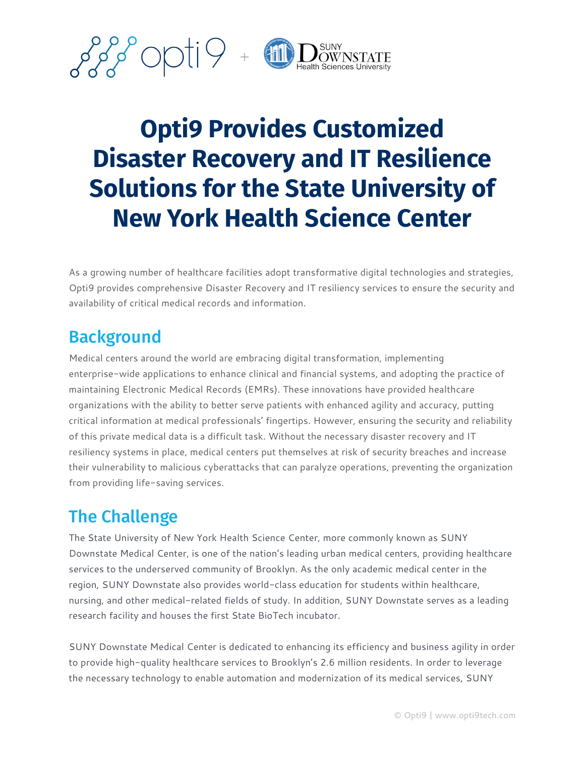# Opti9 Provides Customized Disaster Recovery and IT Resilience Solutions for the State University of New York Health Science Center

As a growing number of healthcare facilities adopt transformative digital technologies and strategies, Opti9 provides comprehensive Disaster Recovery and IT resiliency services to ensure the security and availability of critical medical records and information.

## Background

Medical centers around the world are embracing digital transformation, implementing enterprise-wide applications to enhance clinical and financial systems, and adopting the practice of maintaining Electronic Medical Records (EMRs). These innovations have provided healthcare organizations with the ability to better serve patients with enhanced agility and accuracy, putting critical information at medical professionals' fingertips. However, ensuring the security and reliability of this private medical data is a difficult task. Without the necessary disaster recovery and IT resiliency systems in place, medical centers put themselves at risk of security breaches and increase their vulnerability to malicious cyberattacks that can paralyze operations, preventing the organization from providing life-saving services.

## The Challenge

The State University of New York Health Science Center, more commonly known as SUNY Downstate Medical Center, is one of the nation's leading urban medical centers, providing healthcare services to the underserved community of Brooklyn. As the only academic medical center in the region, SUNY Downstate also provides world-class education for students within healthcare, nursing, and other medical-related fields of study. In addition, SUNY Downstate serves as a leading research facility and houses the first State BioTech incubator.

SUNY Downstate Medical Center is dedicated to enhancing its efficiency and business agility in order to provide high-quality healthcare services to Brooklyn's 2.6 million residents. In order to leverage the necessary technology to enable automation and modernization of its medical services, SUNY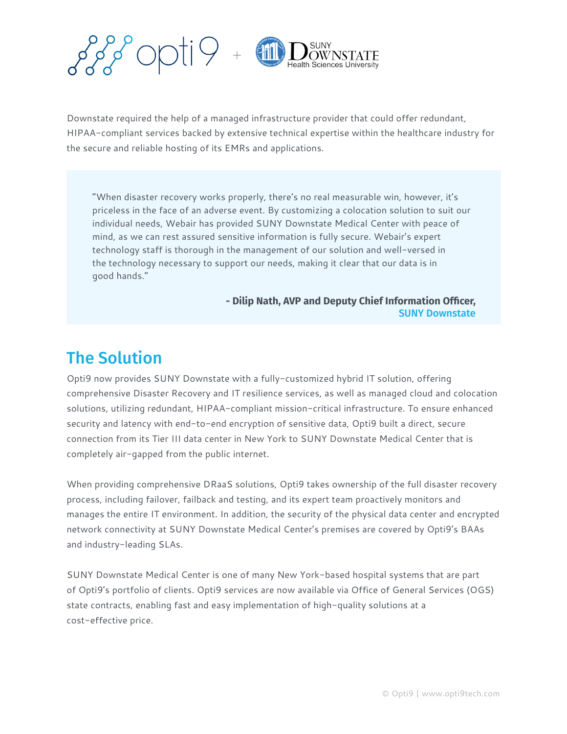Downstate required the help of a managed infrastructure provider that could offer redundant, HIPAA-compliant services backed by extensive technical expertise within the healthcare industry for the secure and reliable hosting of its EMRs and applications.

> "When disaster recovery works properly, there's no real measurable win, however, it's priceless in the face of an adverse event. By customizing a colocation solution to suit our individual needs, Webair has provided SUNY Downstate Medical Center with peace of mind, as we can rest assured sensitive information is fully secure. Webair's expert technology staff is thorough in the management of our solution and well-versed in the technology necessary to support our needs, making it clear that our data is in good hands."
>
> **- Dilip Nath, AVP and Deputy Chief Information Officer,**
> **SUNY Downstate**

## The Solution

Opti9 now provides SUNY Downstate with a fully-customized hybrid IT solution, offering comprehensive Disaster Recovery and IT resilience services, as well as managed cloud and colocation solutions, utilizing redundant, HIPAA-compliant mission-critical infrastructure. To ensure enhanced security and latency with end-to-end encryption of sensitive data, Opti9 built a direct, secure connection from its Tier III data center in New York to SUNY Downstate Medical Center that is completely air-gapped from the public internet.

When providing comprehensive DRaaS solutions, Opti9 takes ownership of the full disaster recovery process, including failover, failback and testing, and its expert team proactively monitors and manages the entire IT environment. In addition, the security of the physical data center and encrypted network connectivity at SUNY Downstate Medical Center's premises are covered by Opti9's BAAs and industry-leading SLAs.

SUNY Downstate Medical Center is one of many New York-based hospital systems that are part of Opti9's portfolio of clients. Opti9 services are now available via Office of General Services (OGS) state contracts, enabling fast and easy implementation of high-quality solutions at a cost-effective price.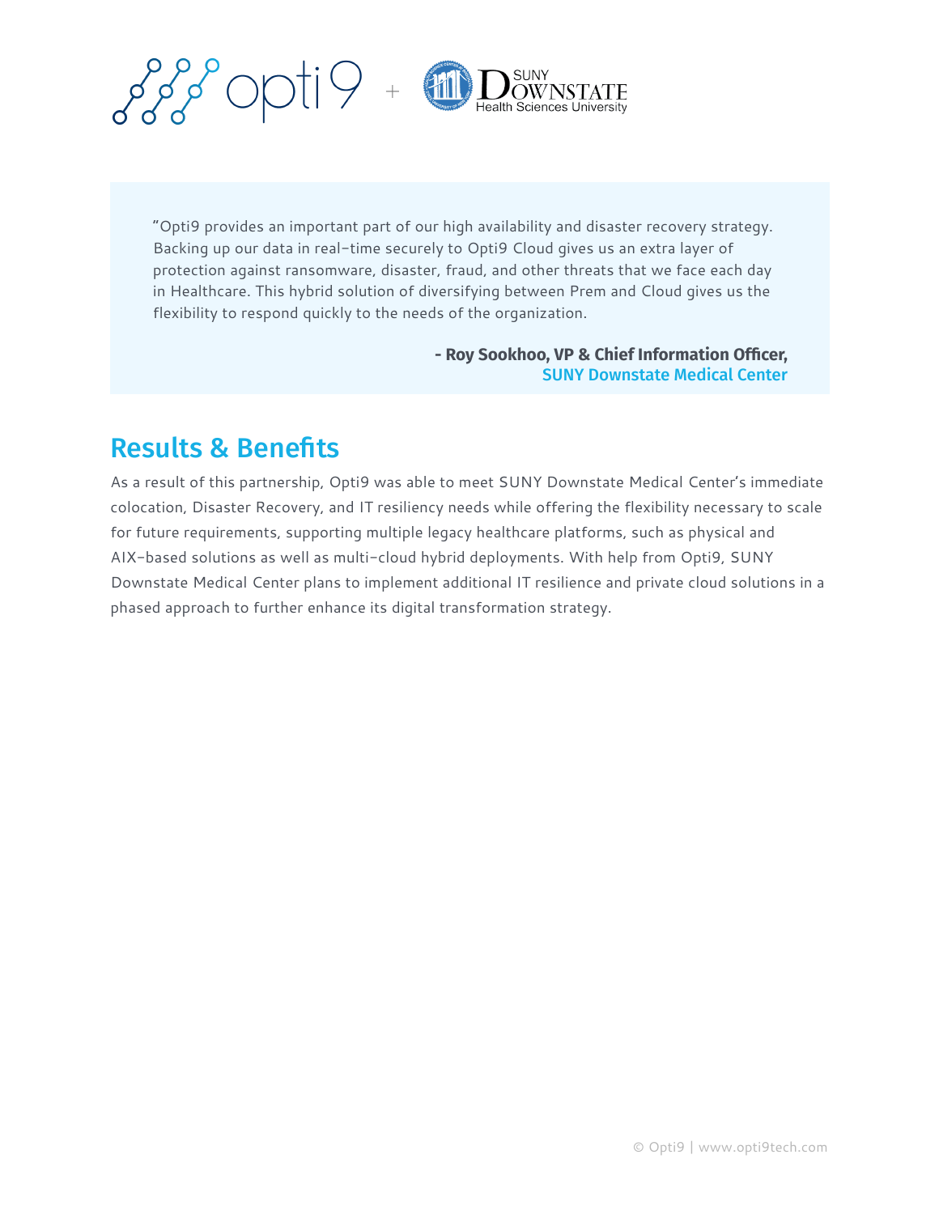"Opti9 provides an important part of our high availability and disaster recovery strategy. Backing up our data in real-time securely to Opti9 Cloud gives us an extra layer of protection against ransomware, disaster, fraud, and other threats that we face each day in Healthcare. This hybrid solution of diversifying between Prem and Cloud gives us the flexibility to respond quickly to the needs of the organization.

**- Roy Sookhoo, VP & Chief Information Officer,**
**SUNY Downstate Medical Center**

## Results & Benefits

As a result of this partnership, Opti9 was able to meet SUNY Downstate Medical Center's immediate colocation, Disaster Recovery, and IT resiliency needs while offering the flexibility necessary to scale for future requirements, supporting multiple legacy healthcare platforms, such as physical and AIX-based solutions as well as multi-cloud hybrid deployments. With help from Opti9, SUNY Downstate Medical Center plans to implement additional IT resilience and private cloud solutions in a phased approach to further enhance its digital transformation strategy.